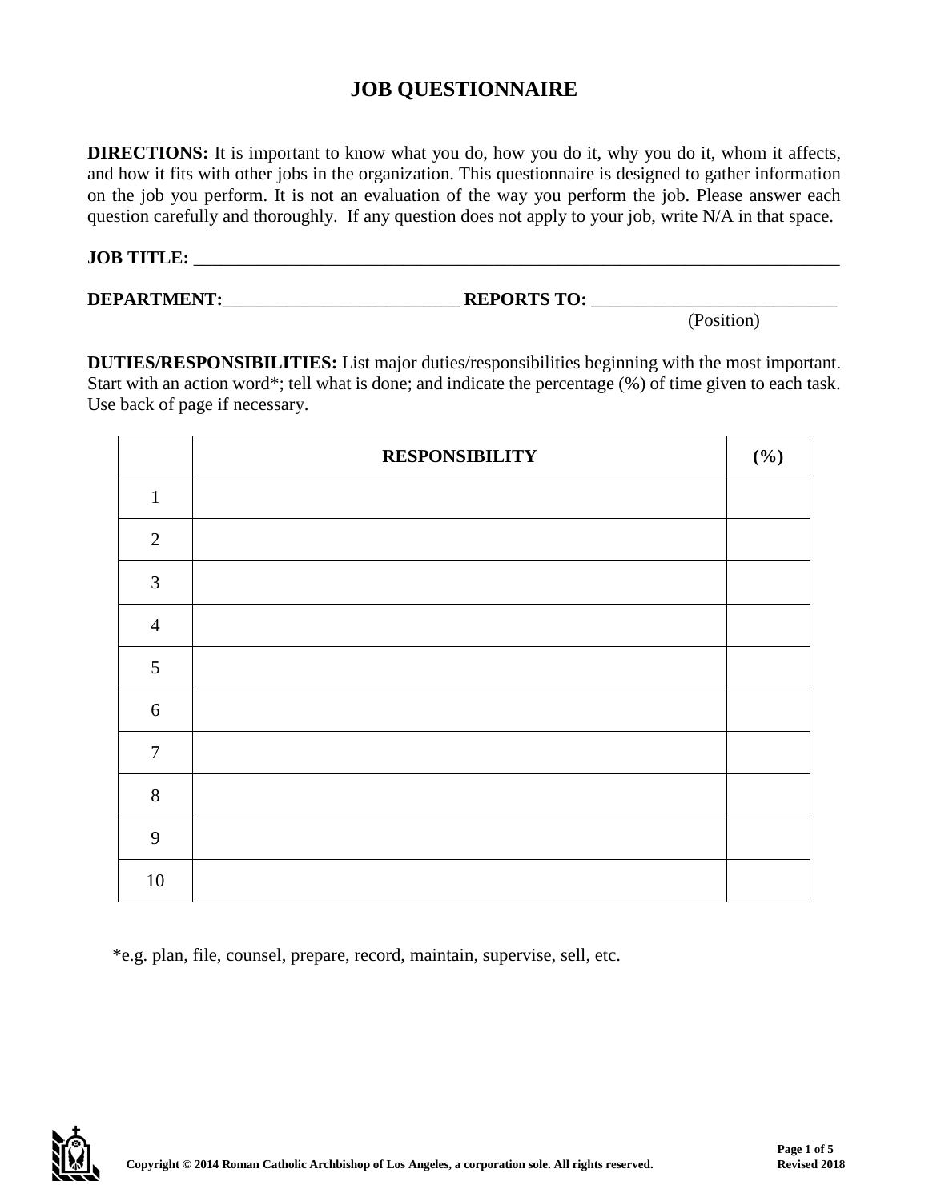# JOB QUESTIONNAIRE

**DIRECTIONS:** It is important to know what you do, how you do it, why you do it, whom it affects, and how it fits with other jobs in the organization. This questionnaire is designed to gather information on the job you perform. It is not an evaluation of the way you perform the job. Please answer each question carefully and thoroughly. If any question does not apply to your job, write N/A in that space.

**JOB TITLE:** ___________________________________________________________________________

**DEPARTMENT:**__________________________ **REPORTS TO:** ___________________________
(Position)

**DUTIES/RESPONSIBILITIES:** List major duties/responsibilities beginning with the most important. Start with an action word*; tell what is done; and indicate the percentage (%) of time given to each task. Use back of page if necessary.

| | **RESPONSIBILITY** | **(%)** |
|---|---|---|
| 1 | | |
| 2 | | |
| 3 | | |
| 4 | | |
| 5 | | |
| 6 | | |
| 7 | | |
| 8 | | |
| 9 | | |
| 10 | | |

*e.g. plan, file, counsel, prepare, record, maintain, supervise, sell, etc.

Copyright © 2014 Roman Catholic Archbishop of Los Angeles, a corporation sole. All rights reserved.

Revised 2018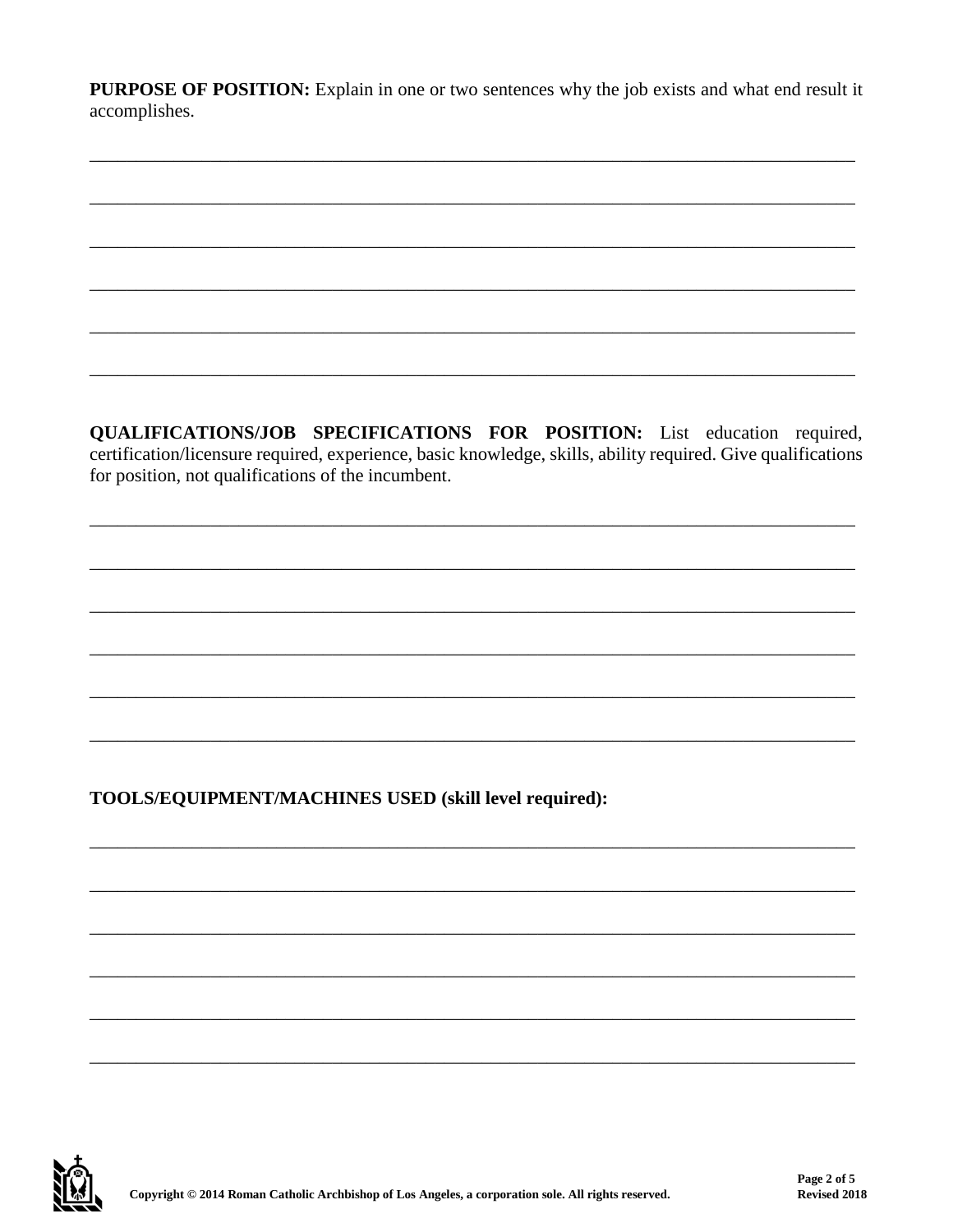**PURPOSE OF POSITION:** Explain in one or two sentences why the job exists and what end result it accomplishes.

\_\_\_\_\_\_\_\_\_\_\_\_\_\_\_\_\_\_\_\_\_\_\_\_\_\_\_\_\_\_\_\_\_\_\_\_\_\_\_\_\_\_\_\_\_\_\_\_\_\_\_\_\_\_\_\_\_\_\_\_\_\_\_\_\_\_\_\_\_\_\_\_\_\_\_\_

\_\_\_\_\_\_\_\_\_\_\_\_\_\_\_\_\_\_\_\_\_\_\_\_\_\_\_\_\_\_\_\_\_\_\_\_\_\_\_\_\_\_\_\_\_\_\_\_\_\_\_\_\_\_\_\_\_\_\_\_\_\_\_\_\_\_\_\_\_\_\_\_\_\_\_\_

\_\_\_\_\_\_\_\_\_\_\_\_\_\_\_\_\_\_\_\_\_\_\_\_\_\_\_\_\_\_\_\_\_\_\_\_\_\_\_\_\_\_\_\_\_\_\_\_\_\_\_\_\_\_\_\_\_\_\_\_\_\_\_\_\_\_\_\_\_\_\_\_\_\_\_\_

\_\_\_\_\_\_\_\_\_\_\_\_\_\_\_\_\_\_\_\_\_\_\_\_\_\_\_\_\_\_\_\_\_\_\_\_\_\_\_\_\_\_\_\_\_\_\_\_\_\_\_\_\_\_\_\_\_\_\_\_\_\_\_\_\_\_\_\_\_\_\_\_\_\_\_\_

\_\_\_\_\_\_\_\_\_\_\_\_\_\_\_\_\_\_\_\_\_\_\_\_\_\_\_\_\_\_\_\_\_\_\_\_\_\_\_\_\_\_\_\_\_\_\_\_\_\_\_\_\_\_\_\_\_\_\_\_\_\_\_\_\_\_\_\_\_\_\_\_\_\_\_\_

\_\_\_\_\_\_\_\_\_\_\_\_\_\_\_\_\_\_\_\_\_\_\_\_\_\_\_\_\_\_\_\_\_\_\_\_\_\_\_\_\_\_\_\_\_\_\_\_\_\_\_\_\_\_\_\_\_\_\_\_\_\_\_\_\_\_\_\_\_\_\_\_\_\_\_\_

**QUALIFICATIONS/JOB SPECIFICATIONS FOR POSITION:** List education required, certification/licensure required, experience, basic knowledge, skills, ability required. Give qualifications for position, not qualifications of the incumbent.

\_\_\_\_\_\_\_\_\_\_\_\_\_\_\_\_\_\_\_\_\_\_\_\_\_\_\_\_\_\_\_\_\_\_\_\_\_\_\_\_\_\_\_\_\_\_\_\_\_\_\_\_\_\_\_\_\_\_\_\_\_\_\_\_\_\_\_\_\_\_\_\_\_\_\_\_

\_\_\_\_\_\_\_\_\_\_\_\_\_\_\_\_\_\_\_\_\_\_\_\_\_\_\_\_\_\_\_\_\_\_\_\_\_\_\_\_\_\_\_\_\_\_\_\_\_\_\_\_\_\_\_\_\_\_\_\_\_\_\_\_\_\_\_\_\_\_\_\_\_\_\_\_

\_\_\_\_\_\_\_\_\_\_\_\_\_\_\_\_\_\_\_\_\_\_\_\_\_\_\_\_\_\_\_\_\_\_\_\_\_\_\_\_\_\_\_\_\_\_\_\_\_\_\_\_\_\_\_\_\_\_\_\_\_\_\_\_\_\_\_\_\_\_\_\_\_\_\_\_

\_\_\_\_\_\_\_\_\_\_\_\_\_\_\_\_\_\_\_\_\_\_\_\_\_\_\_\_\_\_\_\_\_\_\_\_\_\_\_\_\_\_\_\_\_\_\_\_\_\_\_\_\_\_\_\_\_\_\_\_\_\_\_\_\_\_\_\_\_\_\_\_\_\_\_\_

\_\_\_\_\_\_\_\_\_\_\_\_\_\_\_\_\_\_\_\_\_\_\_\_\_\_\_\_\_\_\_\_\_\_\_\_\_\_\_\_\_\_\_\_\_\_\_\_\_\_\_\_\_\_\_\_\_\_\_\_\_\_\_\_\_\_\_\_\_\_\_\_\_\_\_\_

\_\_\_\_\_\_\_\_\_\_\_\_\_\_\_\_\_\_\_\_\_\_\_\_\_\_\_\_\_\_\_\_\_\_\_\_\_\_\_\_\_\_\_\_\_\_\_\_\_\_\_\_\_\_\_\_\_\_\_\_\_\_\_\_\_\_\_\_\_\_\_\_\_\_\_\_

**TOOLS/EQUIPMENT/MACHINES USED (skill level required):**

\_\_\_\_\_\_\_\_\_\_\_\_\_\_\_\_\_\_\_\_\_\_\_\_\_\_\_\_\_\_\_\_\_\_\_\_\_\_\_\_\_\_\_\_\_\_\_\_\_\_\_\_\_\_\_\_\_\_\_\_\_\_\_\_\_\_\_\_\_\_\_\_\_\_\_\_

\_\_\_\_\_\_\_\_\_\_\_\_\_\_\_\_\_\_\_\_\_\_\_\_\_\_\_\_\_\_\_\_\_\_\_\_\_\_\_\_\_\_\_\_\_\_\_\_\_\_\_\_\_\_\_\_\_\_\_\_\_\_\_\_\_\_\_\_\_\_\_\_\_\_\_\_

\_\_\_\_\_\_\_\_\_\_\_\_\_\_\_\_\_\_\_\_\_\_\_\_\_\_\_\_\_\_\_\_\_\_\_\_\_\_\_\_\_\_\_\_\_\_\_\_\_\_\_\_\_\_\_\_\_\_\_\_\_\_\_\_\_\_\_\_\_\_\_\_\_\_\_\_

\_\_\_\_\_\_\_\_\_\_\_\_\_\_\_\_\_\_\_\_\_\_\_\_\_\_\_\_\_\_\_\_\_\_\_\_\_\_\_\_\_\_\_\_\_\_\_\_\_\_\_\_\_\_\_\_\_\_\_\_\_\_\_\_\_\_\_\_\_\_\_\_\_\_\_\_

\_\_\_\_\_\_\_\_\_\_\_\_\_\_\_\_\_\_\_\_\_\_\_\_\_\_\_\_\_\_\_\_\_\_\_\_\_\_\_\_\_\_\_\_\_\_\_\_\_\_\_\_\_\_\_\_\_\_\_\_\_\_\_\_\_\_\_\_\_\_\_\_\_\_\_\_

\_\_\_\_\_\_\_\_\_\_\_\_\_\_\_\_\_\_\_\_\_\_\_\_\_\_\_\_\_\_\_\_\_\_\_\_\_\_\_\_\_\_\_\_\_\_\_\_\_\_\_\_\_\_\_\_\_\_\_\_\_\_\_\_\_\_\_\_\_\_\_\_\_\_\_\_

**Copyright © 2014 Roman Catholic Archbishop of Los Angeles, a corporation sole. All rights reserved.**

**Revised 2018**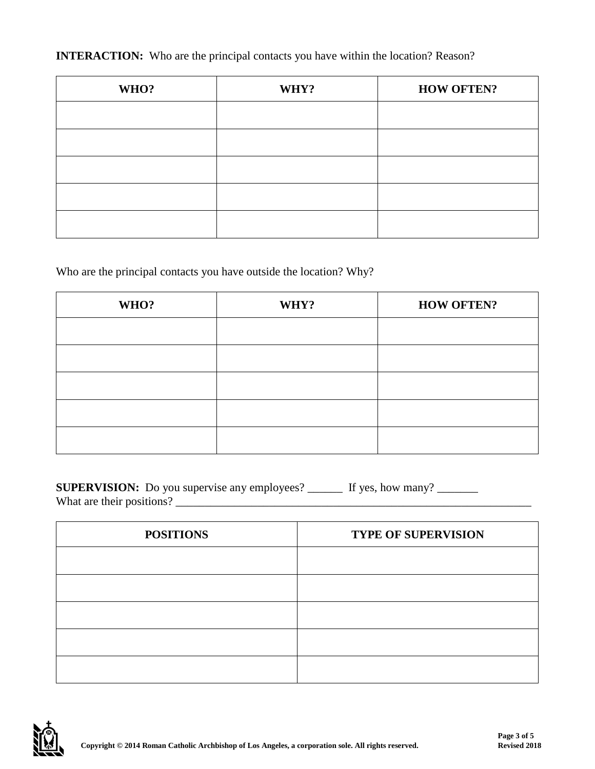**INTERACTION:** Who are the principal contacts you have within the location? Reason?

| WHO? | WHY? | HOW OFTEN? |
| --- | --- | --- |
| | | |
| | | |
| | | |
| | | |
| | | |

Who are the principal contacts you have outside the location? Why?

| WHO? | WHY? | HOW OFTEN? |
| --- | --- | --- |
| | | |
| | | |
| | | |
| | | |
| | | |

**SUPERVISION:** Do you supervise any employees? ______ If yes, how many? _______
What are their positions? _______________________________________________________________

| POSITIONS | TYPE OF SUPERVISION |
| --- | --- |
| | |
| | |
| | |
| | |
| | |

**Copyright © 2014 Roman Catholic Archbishop of Los Angeles, a corporation sole. All rights reserved.**

**Revised 2018**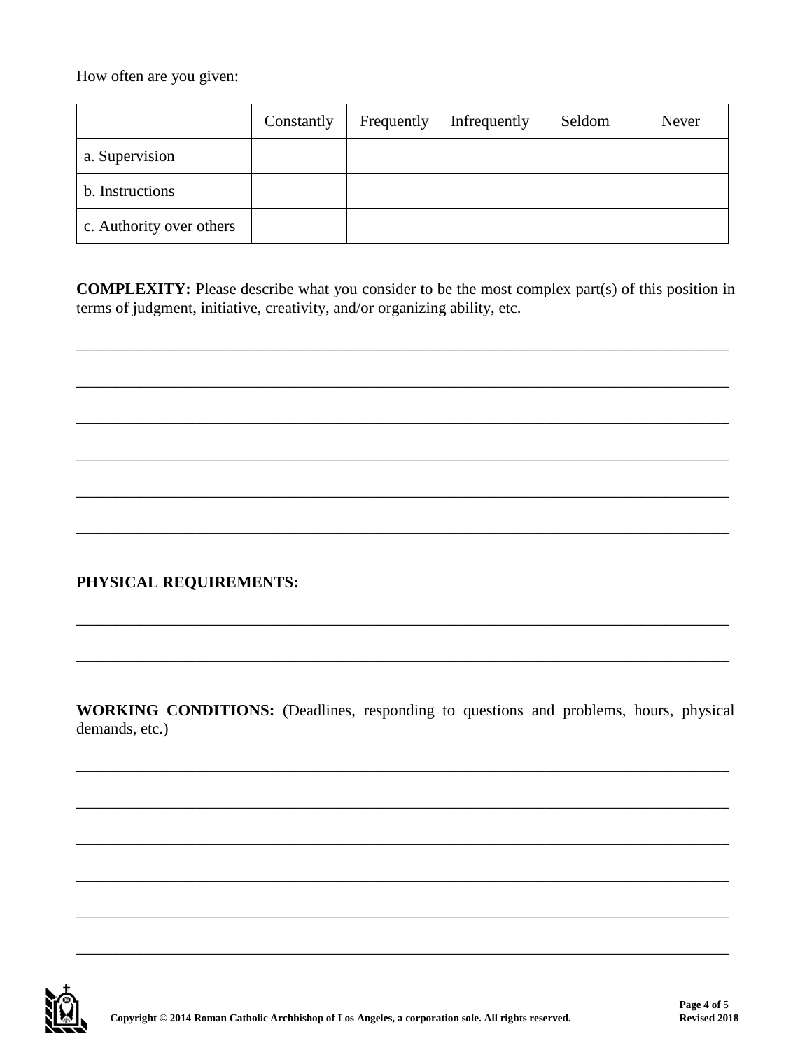How often are you given:

| | Constantly | Frequently | Infrequently | Seldom | Never |
|---|---|---|---|---|---|
| a. Supervision | | | | | |
| b. Instructions | | | | | |
| c. Authority over others | | | | | |

**COMPLEXITY:** Please describe what you consider to be the most complex part(s) of this position in terms of judgment, initiative, creativity, and/or organizing ability, etc.

______________________________________________________________________________

______________________________________________________________________________

______________________________________________________________________________

______________________________________________________________________________

______________________________________________________________________________

______________________________________________________________________________

**PHYSICAL REQUIREMENTS:**

______________________________________________________________________________

______________________________________________________________________________

**WORKING CONDITIONS:** (Deadlines, responding to questions and problems, hours, physical demands, etc.)

______________________________________________________________________________

______________________________________________________________________________

______________________________________________________________________________

______________________________________________________________________________

______________________________________________________________________________

______________________________________________________________________________

**Copyright © 2014 Roman Catholic Archbishop of Los Angeles, a corporation sole. All rights reserved.**

**Revised 2018**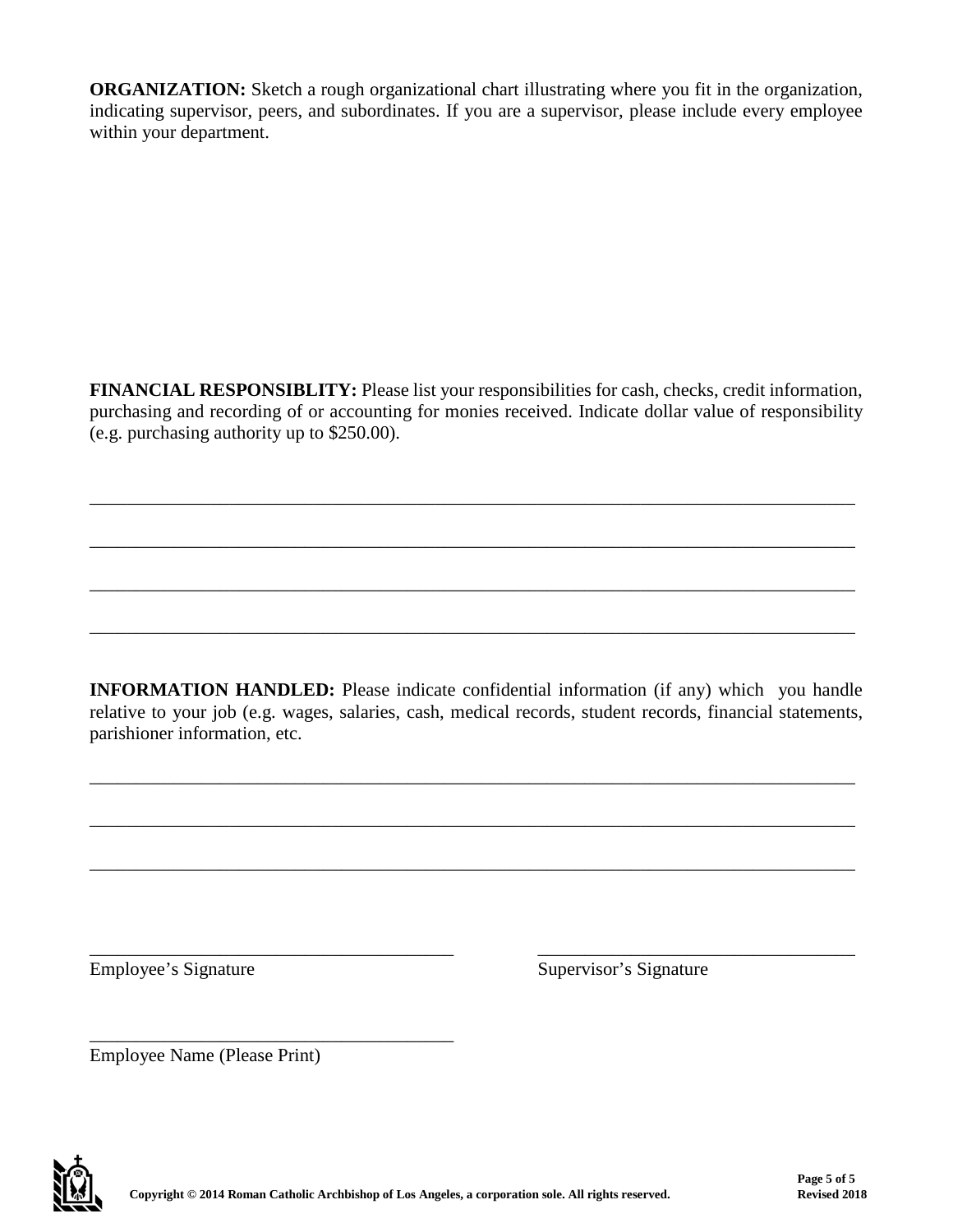**ORGANIZATION:** Sketch a rough organizational chart illustrating where you fit in the organization, indicating supervisor, peers, and subordinates. If you are a supervisor, please include every employee within your department.

**FINANCIAL RESPONSIBLITY:** Please list your responsibilities for cash, checks, credit information, purchasing and recording of or accounting for monies received. Indicate dollar value of responsibility (e.g. purchasing authority up to $250.00).

______________________________________________________________________________

______________________________________________________________________________

______________________________________________________________________________

______________________________________________________________________________

**INFORMATION HANDLED:** Please indicate confidential information (if any) which you handle relative to your job (e.g. wages, salaries, cash, medical records, student records, financial statements, parishioner information, etc.

______________________________________________________________________________

______________________________________________________________________________

______________________________________________________________________________

_____________________________________ _____________________________________

Employee's Signature Supervisor's Signature

_____________________________________

Employee Name (Please Print)

**Copyright © 2014 Roman Catholic Archbishop of Los Angeles, a corporation sole. All rights reserved.**

**Revised 2018**